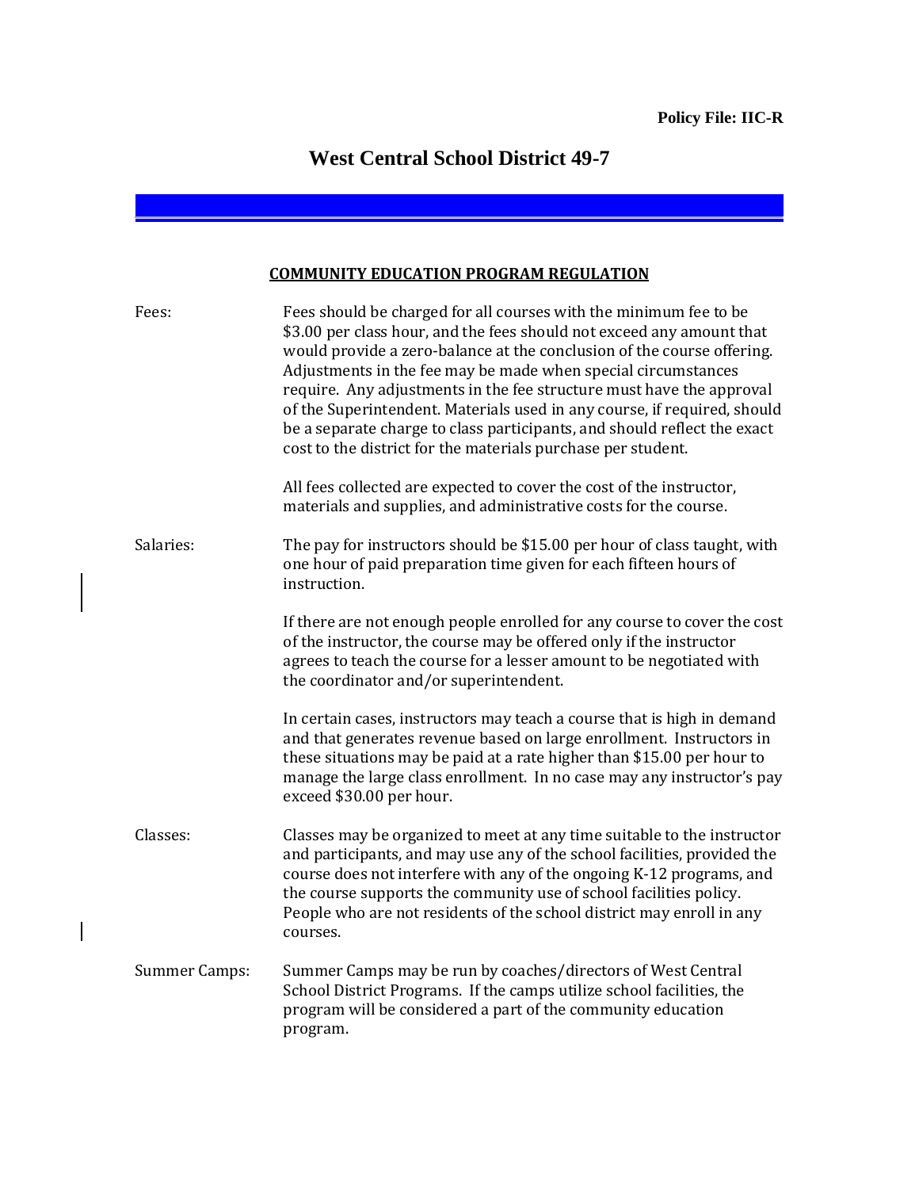**Policy File: IIC-R**

# West Central School District 49-7

## COMMUNITY EDUCATION PROGRAM REGULATION

**Fees:** Fees should be charged for all courses with the minimum fee to be $3.00 per class hour, and the fees should not exceed any amount that would provide a zero-balance at the conclusion of the course offering. Adjustments in the fee may be made when special circumstances require. Any adjustments in the fee structure must have the approval of the Superintendent. Materials used in any course, if required, should be a separate charge to class participants, and should reflect the exact cost to the district for the materials purchase per student.

All fees collected are expected to cover the cost of the instructor, materials and supplies, and administrative costs for the course.

**Salaries:** The pay for instructors should be $15.00 per hour of class taught, with one hour of paid preparation time given for each fifteen hours of instruction.

If there are not enough people enrolled for any course to cover the cost of the instructor, the course may be offered only if the instructor agrees to teach the course for a lesser amount to be negotiated with the coordinator and/or superintendent.

In certain cases, instructors may teach a course that is high in demand and that generates revenue based on large enrollment. Instructors in these situations may be paid at a rate higher than $15.00 per hour to manage the large class enrollment. In no case may any instructor's pay exceed $30.00 per hour.

**Classes:** Classes may be organized to meet at any time suitable to the instructor and participants, and may use any of the school facilities, provided the course does not interfere with any of the ongoing K-12 programs, and the course supports the community use of school facilities policy. People who are not residents of the school district may enroll in any courses.

**Summer Camps:** Summer Camps may be run by coaches/directors of West Central School District Programs. If the camps utilize school facilities, the program will be considered a part of the community education program.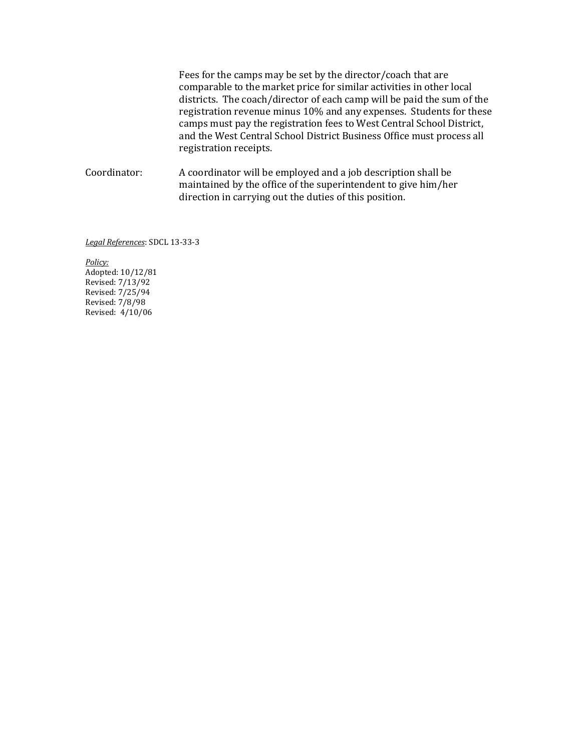Fees for the camps may be set by the director/coach that are comparable to the market price for similar activities in other local districts. The coach/director of each camp will be paid the sum of the registration revenue minus 10% and any expenses. Students for these camps must pay the registration fees to West Central School District, and the West Central School District Business Office must process all registration receipts.

Coordinator: A coordinator will be employed and a job description shall be maintained by the office of the superintendent to give him/her direction in carrying out the duties of this position.

*Legal References*: SDCL 13-33-3

*Policy:*
Adopted: 10/12/81
Revised: 7/13/92
Revised: 7/25/94
Revised: 7/8/98
Revised: 4/10/06